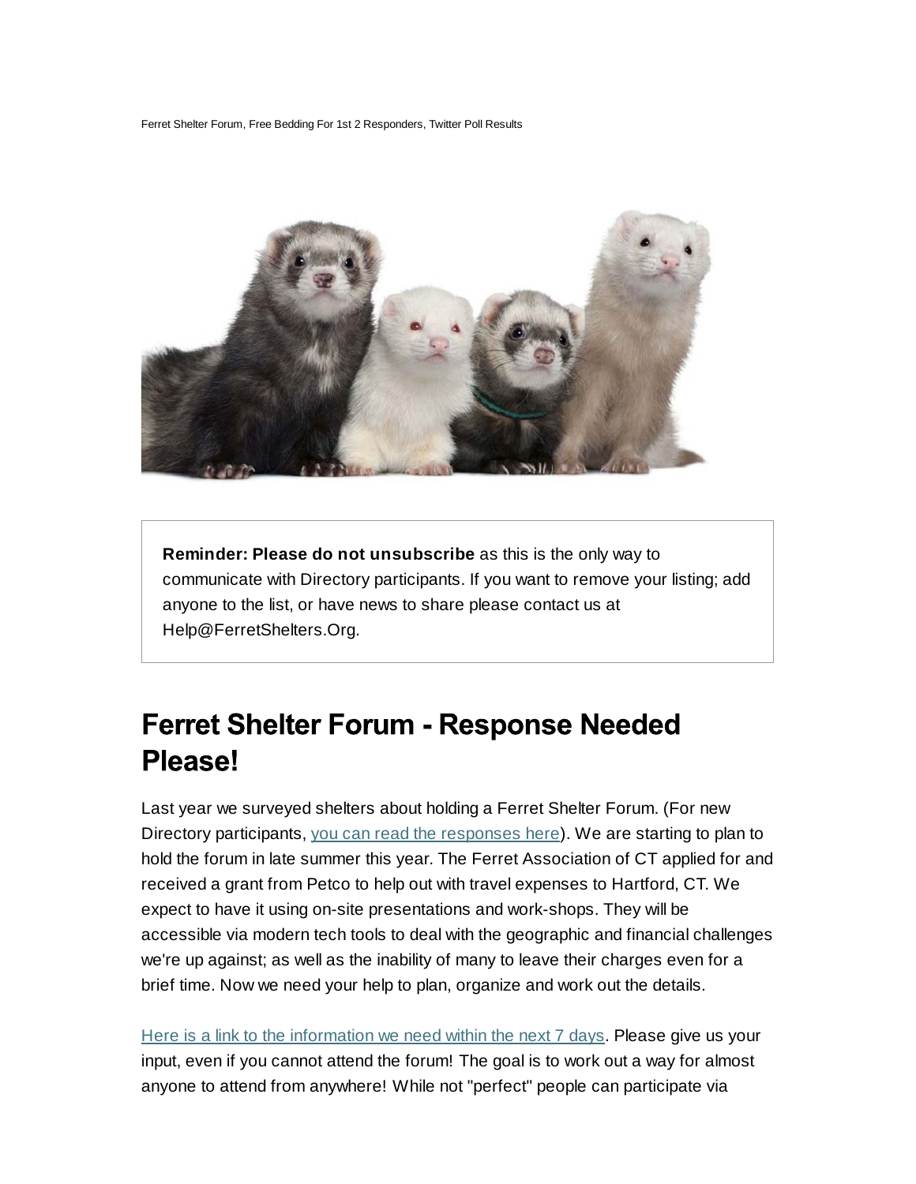Ferret Shelter Forum, Free Bedding For 1st 2 Responders, Twitter Poll Results

**Reminder: Please do not unsubscribe** as this is the only way to communicate with Directory participants. If you want to remove your listing; add anyone to the list, or have news to share please contact us at Help@FerretShelters.Org.

# Ferret Shelter Forum - Response Needed Please!

Last year we surveyed shelters about holding a Ferret Shelter Forum. (For new Directory participants, you can read the responses here). We are starting to plan to hold the forum in late summer this year. The Ferret Association of CT applied for and received a grant from Petco to help out with travel expenses to Hartford, CT. We expect to have it using on-site presentations and work-shops. They will be accessible via modern tech tools to deal with the geographic and financial challenges we're up against; as well as the inability of many to leave their charges even for a brief time. Now we need your help to plan, organize and work out the details.

Here is a link to the information we need within the next 7 days. Please give us your input, even if you cannot attend the forum! The goal is to work out a way for almost anyone to attend from anywhere! While not "perfect" people can participate via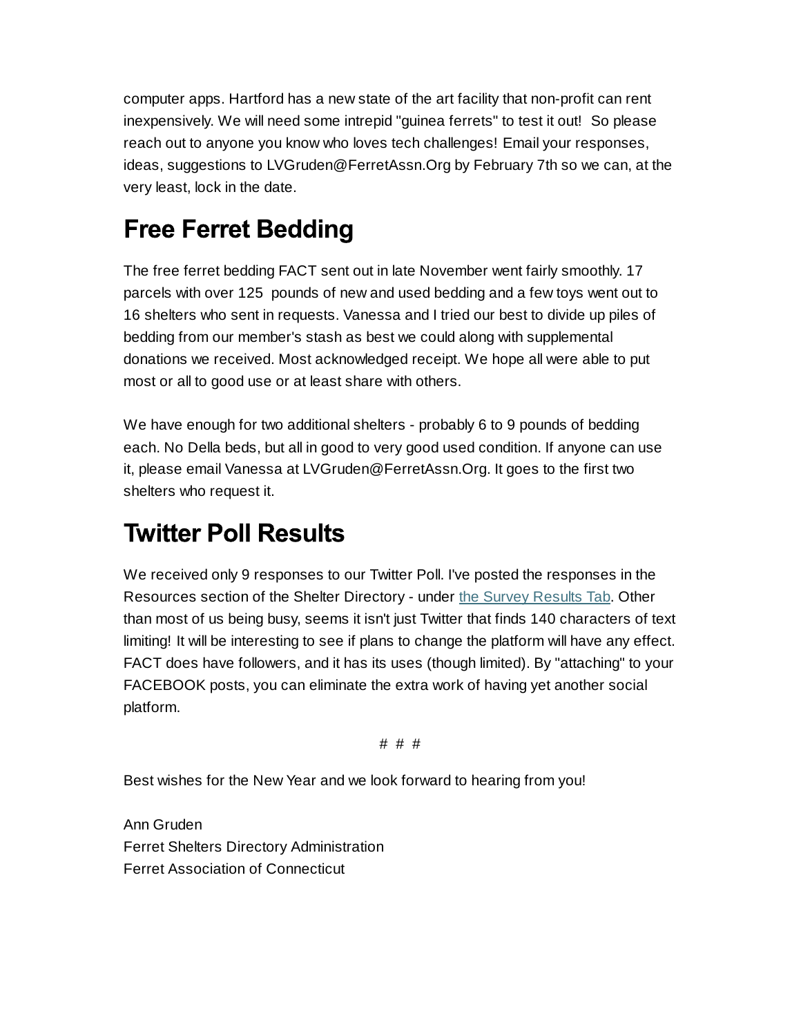computer apps. Hartford has a new state of the art facility that non-profit can rent inexpensively. We will need some intrepid "guinea ferrets" to test it out!  So please reach out to anyone you know who loves tech challenges! Email your responses, ideas, suggestions to LVGruden@FerretAssn.Org by February 7th so we can, at the very least, lock in the date.

## Free Ferret Bedding

The free ferret bedding FACT sent out in late November went fairly smoothly. 17 parcels with over 125  pounds of new and used bedding and a few toys went out to 16 shelters who sent in requests. Vanessa and I tried our best to divide up piles of bedding from our member's stash as best we could along with supplemental donations we received. Most acknowledged receipt. We hope all were able to put most or all to good use or at least share with others.

We have enough for two additional shelters - probably 6 to 9 pounds of bedding each. No Della beds, but all in good to very good used condition. If anyone can use it, please email Vanessa at LVGruden@FerretAssn.Org. It goes to the first two shelters who request it.

## Twitter Poll Results

We received only 9 responses to our Twitter Poll. I've posted the responses in the Resources section of the Shelter Directory - under [the Survey Results Tab](). Other than most of us being busy, seems it isn't just Twitter that finds 140 characters of text limiting! It will be interesting to see if plans to change the platform will have any effect. FACT does have followers, and it has its uses (though limited). By "attaching" to your FACEBOOK posts, you can eliminate the extra work of having yet another social platform.

# # #

Best wishes for the New Year and we look forward to hearing from you!

Ann Gruden
Ferret Shelters Directory Administration
Ferret Association of Connecticut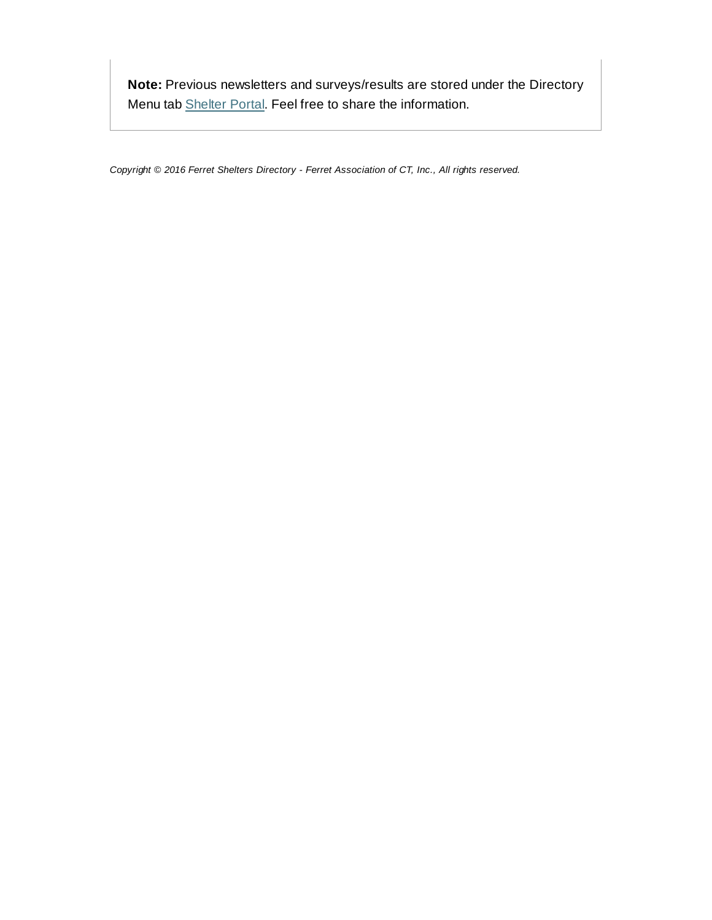**Note:** Previous newsletters and surveys/results are stored under the Directory Menu tab Shelter Portal. Feel free to share the information.

*Copyright © 2016 Ferret Shelters Directory - Ferret Association of CT, Inc., All rights reserved.*